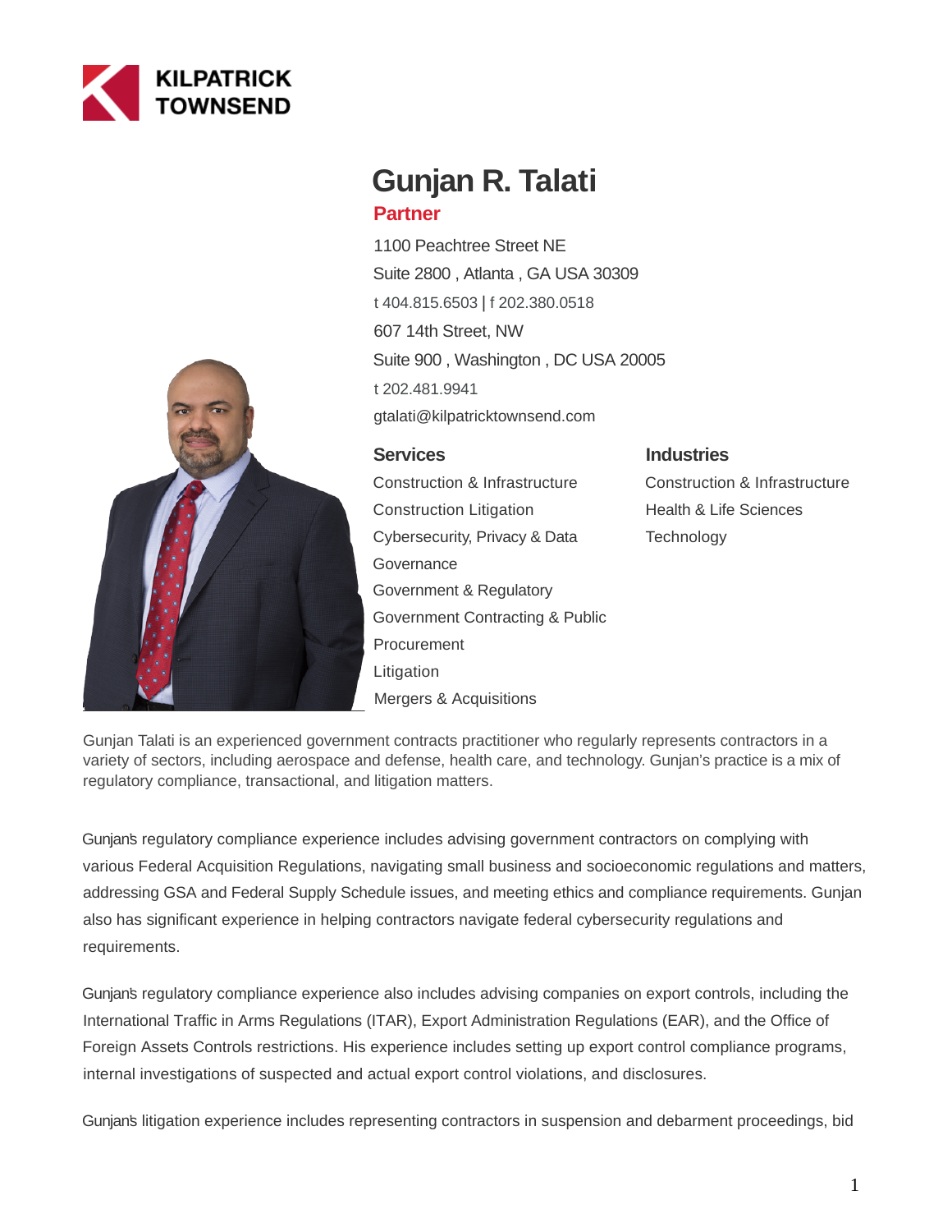# Gunjan R. Talati

**Partner**

1100 Peachtree Street NE
Suite 2800 , Atlanta , GA USA 30309
t 404.815.6503 | f 202.380.0518

607 14th Street, NW
Suite 900 , Washington , DC USA 20005
t 202.481.9941

gtalati@kilpatricktownsend.com

## Services

- Construction & Infrastructure
- Construction Litigation
- Cybersecurity, Privacy & Data Governance
- Government & Regulatory
- Government Contracting & Public Procurement
- Litigation
- Mergers & Acquisitions

## Industries

- Construction & Infrastructure
- Health & Life Sciences
- Technology

Gunjan Talati is an experienced government contracts practitioner who regularly represents contractors in a variety of sectors, including aerospace and defense, health care, and technology. Gunjan's practice is a mix of regulatory compliance, transactional, and litigation matters.

Gunjan's regulatory compliance experience includes advising government contractors on complying with various Federal Acquisition Regulations, navigating small business and socioeconomic regulations and matters, addressing GSA and Federal Supply Schedule issues, and meeting ethics and compliance requirements. Gunjan also has significant experience in helping contractors navigate federal cybersecurity regulations and requirements.

Gunjan's regulatory compliance experience also includes advising companies on export controls, including the International Traffic in Arms Regulations (ITAR), Export Administration Regulations (EAR), and the Office of Foreign Assets Controls restrictions. His experience includes setting up export control compliance programs, internal investigations of suspected and actual export control violations, and disclosures.

Gunjan's litigation experience includes representing contractors in suspension and debarment proceedings, bid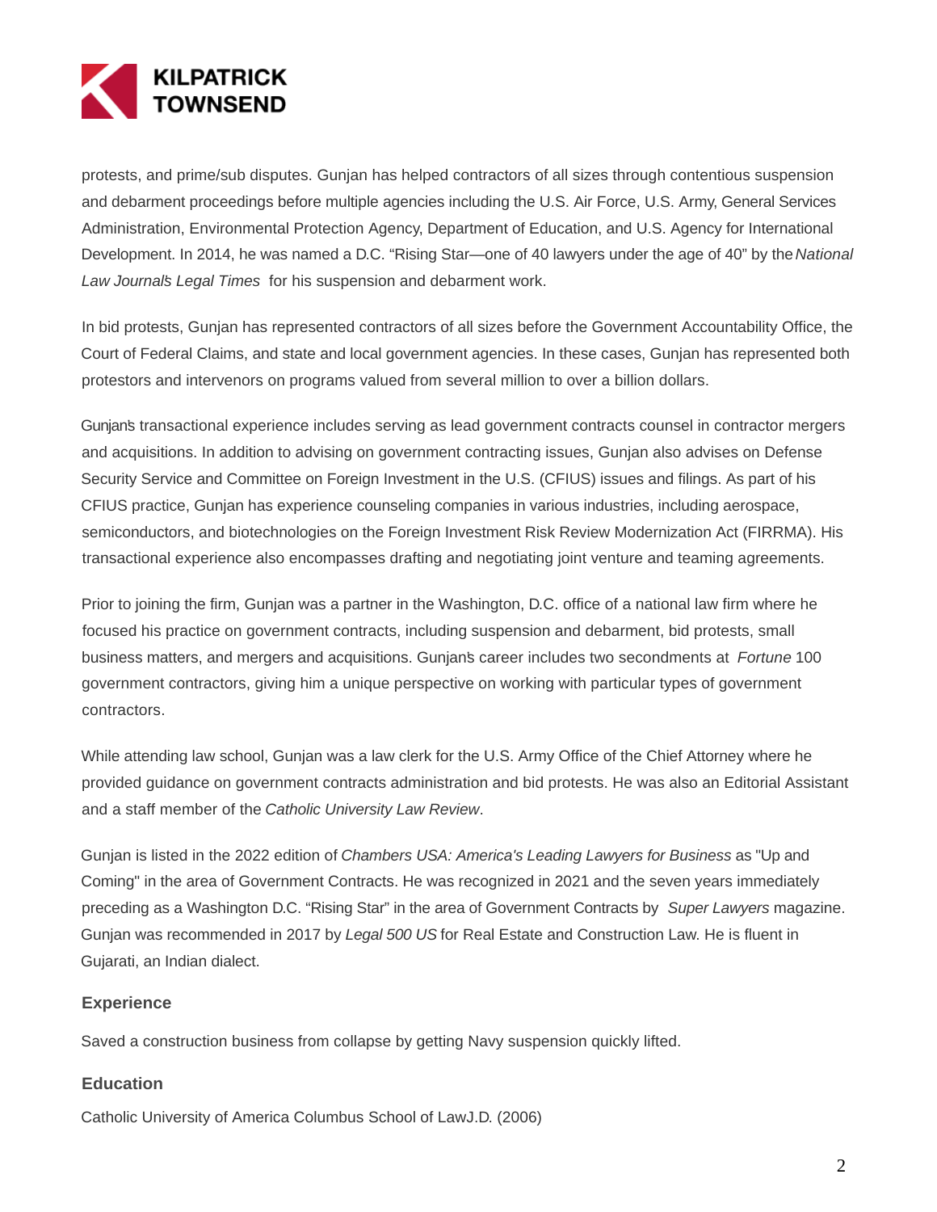protests, and prime/sub disputes. Gunjan has helped contractors of all sizes through contentious suspension and debarment proceedings before multiple agencies including the U.S. Air Force, U.S. Army, General Services Administration, Environmental Protection Agency, Department of Education, and U.S. Agency for International Development. In 2014, he was named a D.C. "Rising Star—one of 40 lawyers under the age of 40" by the *National Law Journal's Legal Times* for his suspension and debarment work.

In bid protests, Gunjan has represented contractors of all sizes before the Government Accountability Office, the Court of Federal Claims, and state and local government agencies. In these cases, Gunjan has represented both protestors and intervenors on programs valued from several million to over a billion dollars.

Gunjan's transactional experience includes serving as lead government contracts counsel in contractor mergers and acquisitions. In addition to advising on government contracting issues, Gunjan also advises on Defense Security Service and Committee on Foreign Investment in the U.S. (CFIUS) issues and filings. As part of his CFIUS practice, Gunjan has experience counseling companies in various industries, including aerospace, semiconductors, and biotechnologies on the Foreign Investment Risk Review Modernization Act (FIRRMA). His transactional experience also encompasses drafting and negotiating joint venture and teaming agreements.

Prior to joining the firm, Gunjan was a partner in the Washington, D.C. office of a national law firm where he focused his practice on government contracts, including suspension and debarment, bid protests, small business matters, and mergers and acquisitions. Gunjan's career includes two secondments at *Fortune* 100 government contractors, giving him a unique perspective on working with particular types of government contractors.

While attending law school, Gunjan was a law clerk for the U.S. Army Office of the Chief Attorney where he provided guidance on government contracts administration and bid protests. He was also an Editorial Assistant and a staff member of the *Catholic University Law Review*.

Gunjan is listed in the 2022 edition of *Chambers USA: America's Leading Lawyers for Business* as "Up and Coming" in the area of Government Contracts. He was recognized in 2021 and the seven years immediately preceding as a Washington D.C. "Rising Star" in the area of Government Contracts by *Super Lawyers* magazine. Gunjan was recommended in 2017 by *Legal 500 US* for Real Estate and Construction Law. He is fluent in Gujarati, an Indian dialect.

## Experience

Saved a construction business from collapse by getting Navy suspension quickly lifted.

## Education

Catholic University of America Columbus School of LawJ.D. (2006)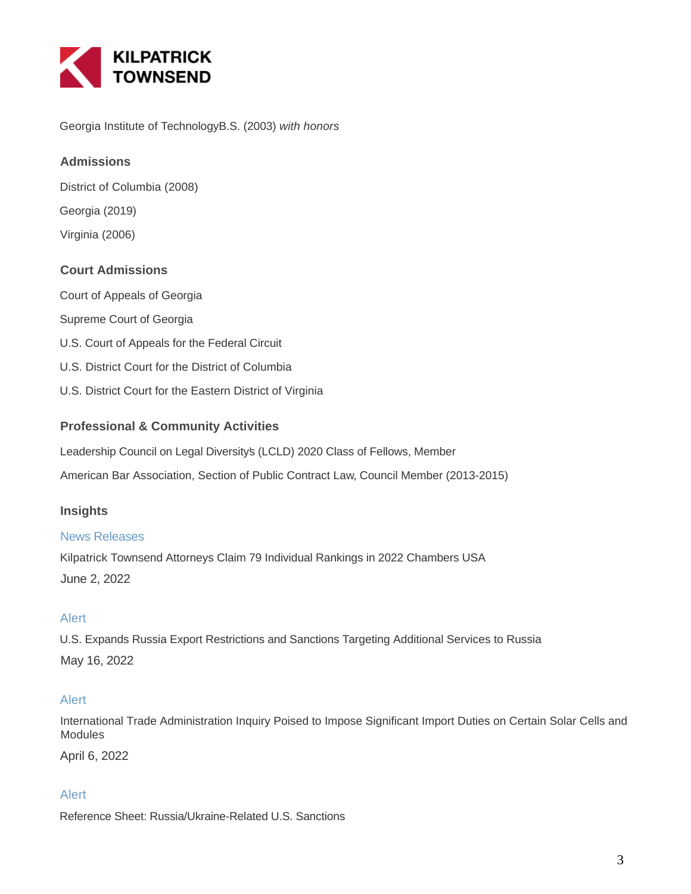Georgia Institute of TechnologyB.S. (2003) *with honors*

## Admissions

District of Columbia (2008)

Georgia (2019)

Virginia (2006)

## Court Admissions

Court of Appeals of Georgia

Supreme Court of Georgia

U.S. Court of Appeals for the Federal Circuit

U.S. District Court for the District of Columbia

U.S. District Court for the Eastern District of Virginia

## Professional & Community Activities

Leadership Council on Legal Diversity's (LCLD) 2020 Class of Fellows, Member

American Bar Association, Section of Public Contract Law, Council Member (2013-2015)

## Insights

News Releases

Kilpatrick Townsend Attorneys Claim 79 Individual Rankings in 2022 Chambers USA

June 2, 2022

Alert

U.S. Expands Russia Export Restrictions and Sanctions Targeting Additional Services to Russia

May 16, 2022

Alert

International Trade Administration Inquiry Poised to Impose Significant Import Duties on Certain Solar Cells and Modules

April 6, 2022

Alert

Reference Sheet: Russia/Ukraine-Related U.S. Sanctions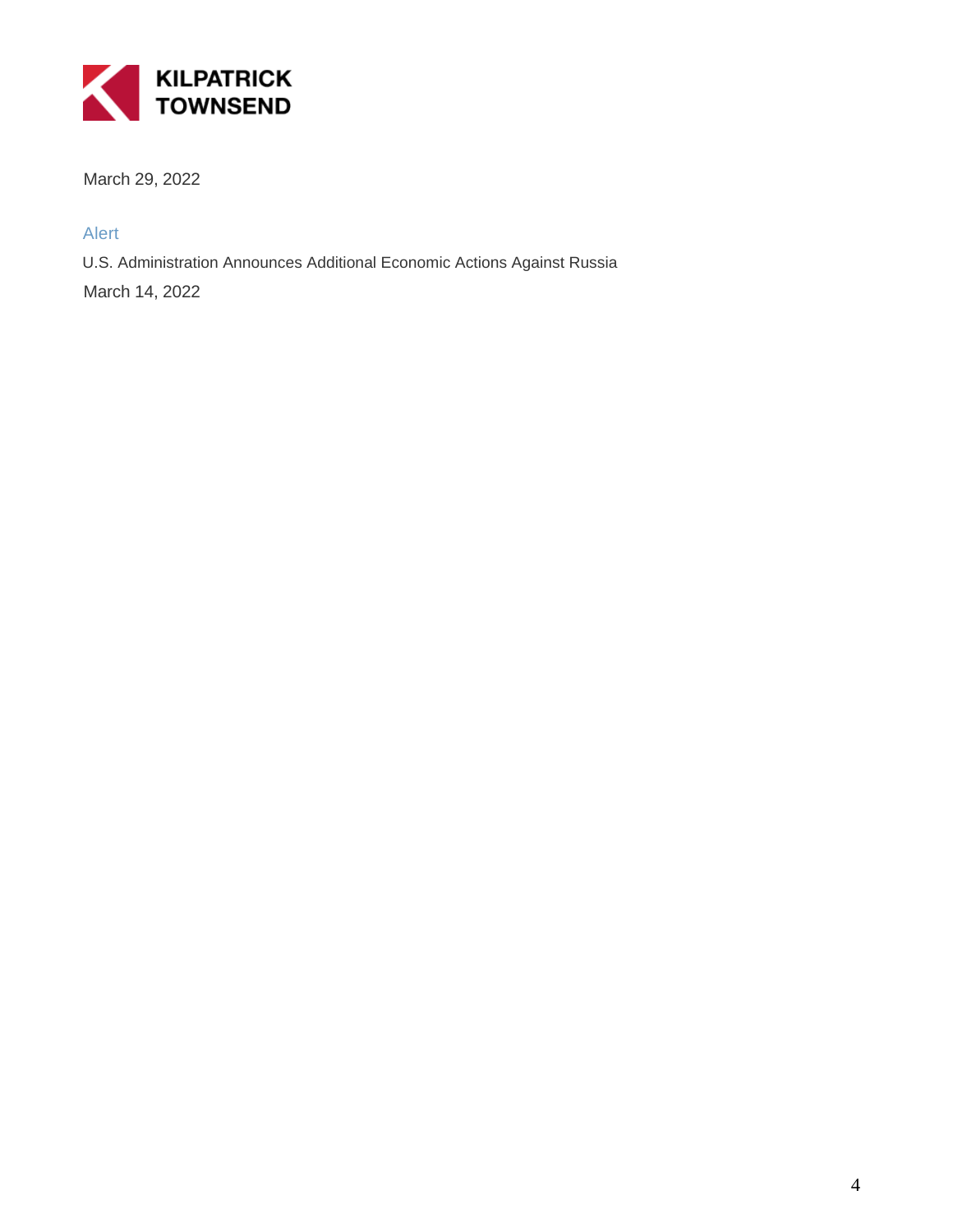KILPATRICK TOWNSEND

March 29, 2022

Alert

U.S. Administration Announces Additional Economic Actions Against Russia

March 14, 2022